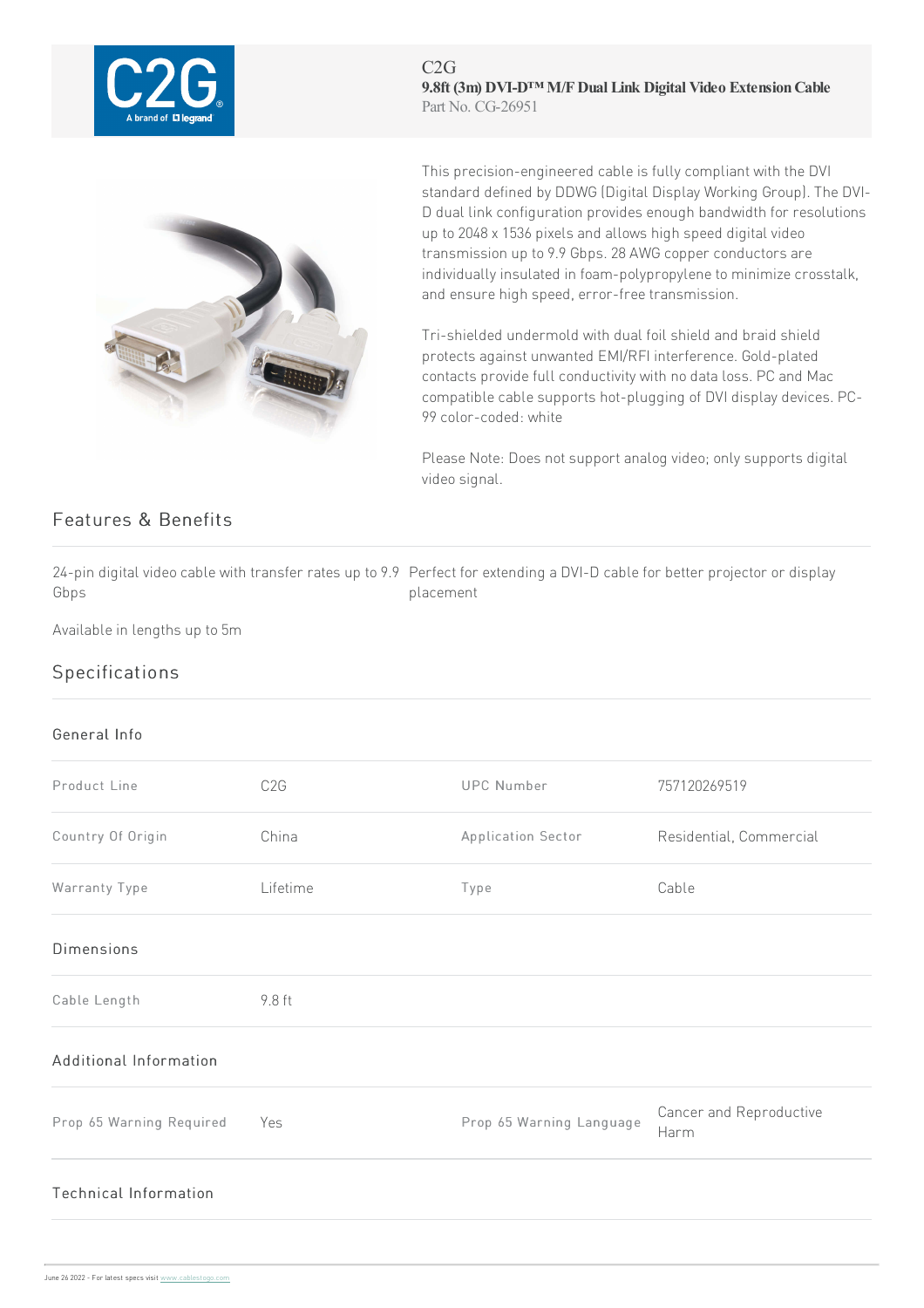C2G

**9.8ft (3m) DVI-D™ M/F Dual Link Digital Video Extension Cable**

Part No. CG-26951

This precision-engineered cable is fully compliant with the DVI standard defined by DDWG (Digital Display Working Group). The DVI-D dual link configuration provides enough bandwidth for resolutions up to 2048 x 1536 pixels and allows high speed digital video transmission up to 9.9 Gbps. 28 AWG copper conductors are individually insulated in foam-polypropylene to minimize crosstalk, and ensure high speed, error-free transmission.

Tri-shielded undermold with dual foil shield and braid shield protects against unwanted EMI/RFI interference. Gold-plated contacts provide full conductivity with no data loss. PC and Mac compatible cable supports hot-plugging of DVI display devices. PC-99 color-coded: white

Please Note: Does not support analog video; only supports digital video signal.

## Features & Benefits

24-pin digital video cable with transfer rates up to 9.9 Gbps

Perfect for extending a DVI-D cable for better projector or display placement

Available in lengths up to 5m

## Specifications

### General Info

| | | | |
|---|---|---|---|
| Product Line | C2G | UPC Number | 757120269519 |
| Country Of Origin | China | Application Sector | Residential, Commercial |
| Warranty Type | Lifetime | Type | Cable |

### Dimensions

| | |
|---|---|
| Cable Length | 9.8 ft |

### Additional Information

| | | | |
|---|---|---|---|
| Prop 65 Warning Required | Yes | Prop 65 Warning Language | Cancer and Reproductive Harm |

### Technical Information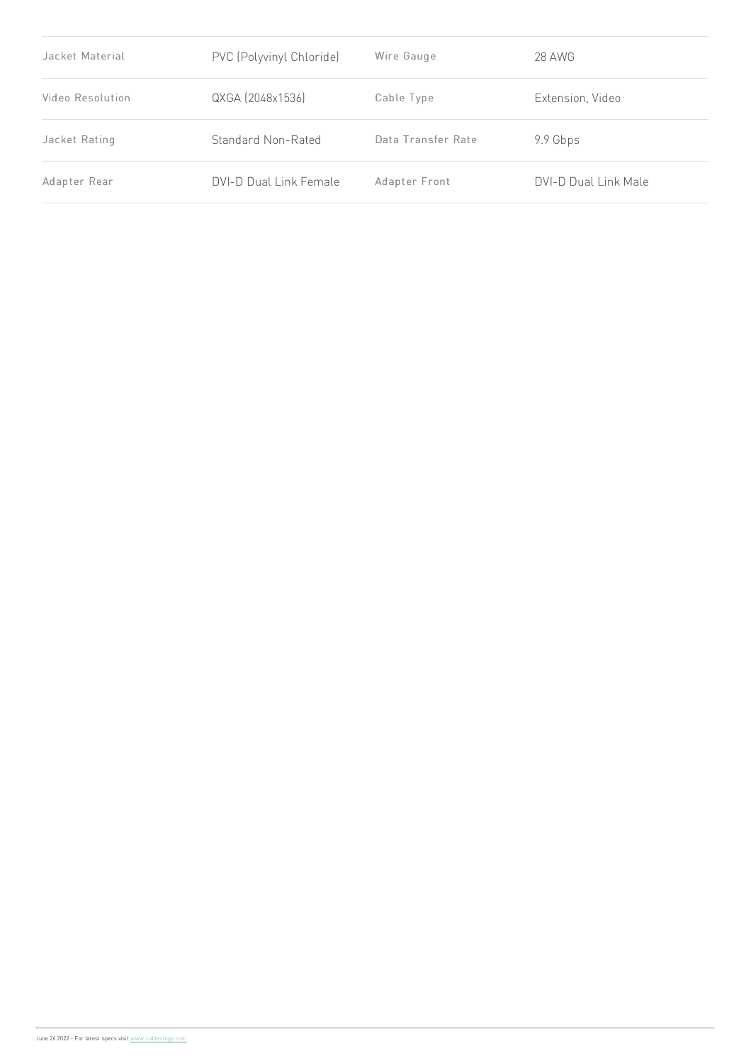| | | | |
|---|---|---|---|
| Jacket Material | PVC (Polyvinyl Chloride) | Wire Gauge | 28 AWG |
| Video Resolution | QXGA (2048x1536) | Cable Type | Extension, Video |
| Jacket Rating | Standard Non-Rated | Data Transfer Rate | 9.9 Gbps |
| Adapter Rear | DVI-D Dual Link Female | Adapter Front | DVI-D Dual Link Male |

June 26 2022 - For latest specs visit www.cablestogo.com